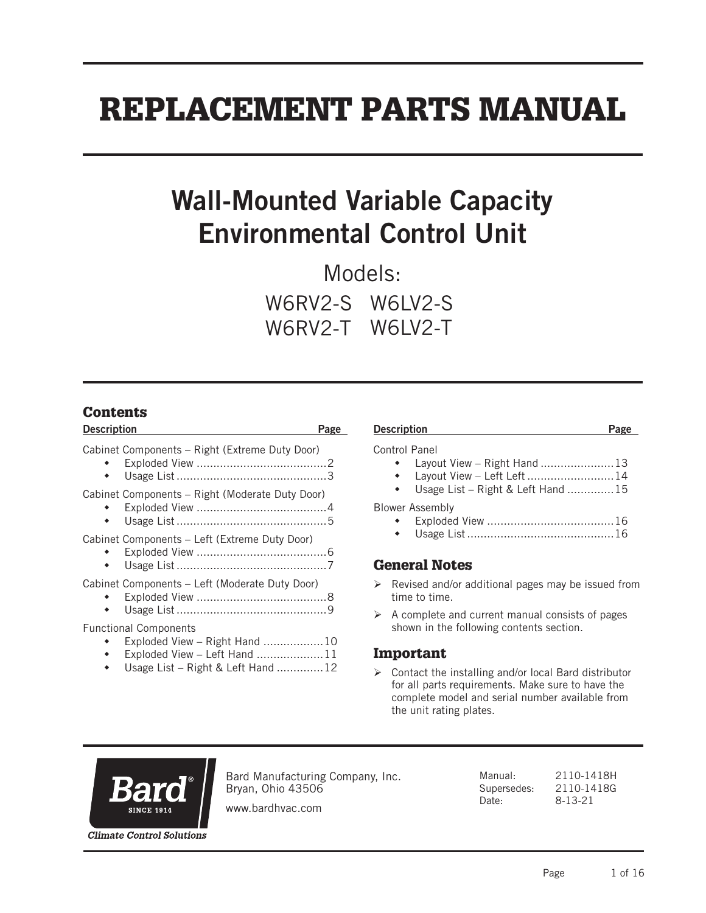# REPLACEMENT PARTS MANUAL

## Wall-Mounted Variable Capacity Environmental Control Unit

Models:

W6RV2-S W6LV2-S
W6RV2-T W6LV2-T

### Contents

| Description | Page |
|---|---|
| **Cabinet Components – Right (Extreme Duty Door)** | |
| • Exploded View | 2 |
| • Usage List | 3 |
| **Cabinet Components – Right (Moderate Duty Door)** | |
| • Exploded View | 4 |
| • Usage List | 5 |
| **Cabinet Components – Left (Extreme Duty Door)** | |
| • Exploded View | 6 |
| • Usage List | 7 |
| **Cabinet Components – Left (Moderate Duty Door)** | |
| • Exploded View | 8 |
| • Usage List | 9 |
| **Functional Components** | |
| • Exploded View – Right Hand | 10 |
| • Exploded View – Left Hand | 11 |
| • Usage List – Right & Left Hand | 12 |
| **Control Panel** | |
| • Layout View – Right Hand | 13 |
| • Layout View – Left Left | 14 |
| • Usage List – Right & Left Hand | 15 |
| **Blower Assembly** | |
| • Exploded View | 16 |
| • Usage List | 16 |

### General Notes

- Revised and/or additional pages may be issued from time to time.
- A complete and current manual consists of pages shown in the following contents section.

### Important

- Contact the installing and/or local Bard distributor for all parts requirements. Make sure to have the complete model and serial number available from the unit rating plates.

Bard® SINCE 1914
*Climate Control Solutions*

Bard Manufacturing Company, Inc.
Bryan, Ohio 43506

www.bardhvac.com

Manual: 2110-1418H
Supersedes: 2110-1418G
Date: 8-13-21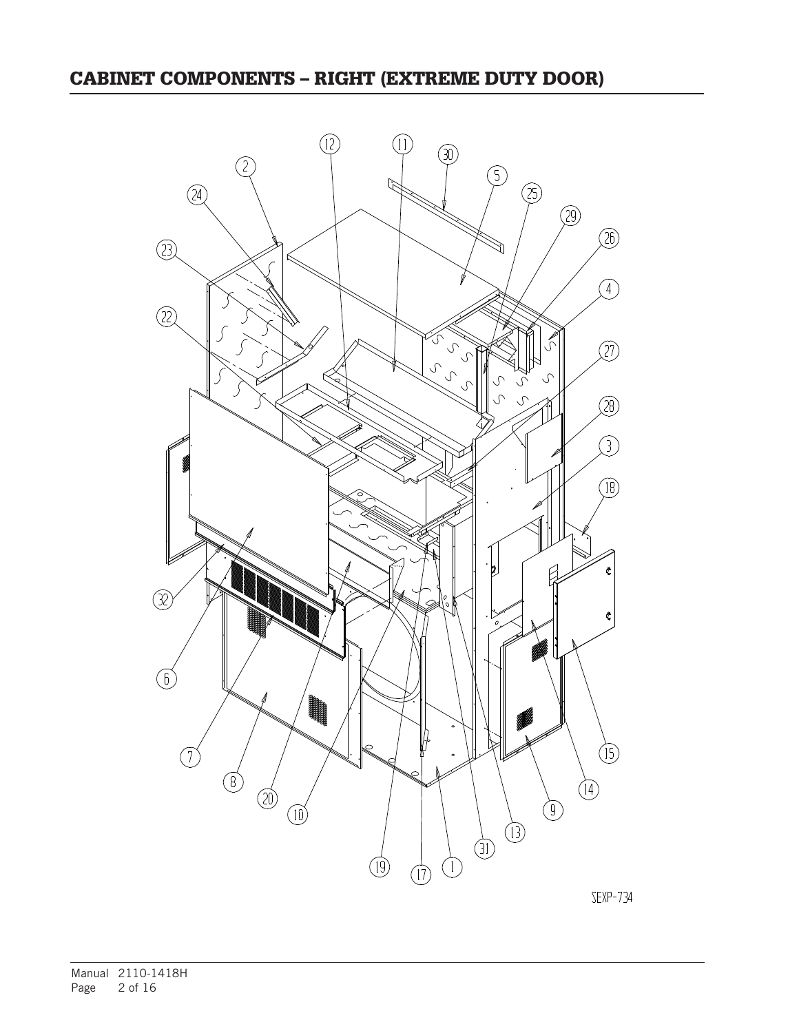## CABINET COMPONENTS – RIGHT (EXTREME DUTY DOOR)

SEXP-734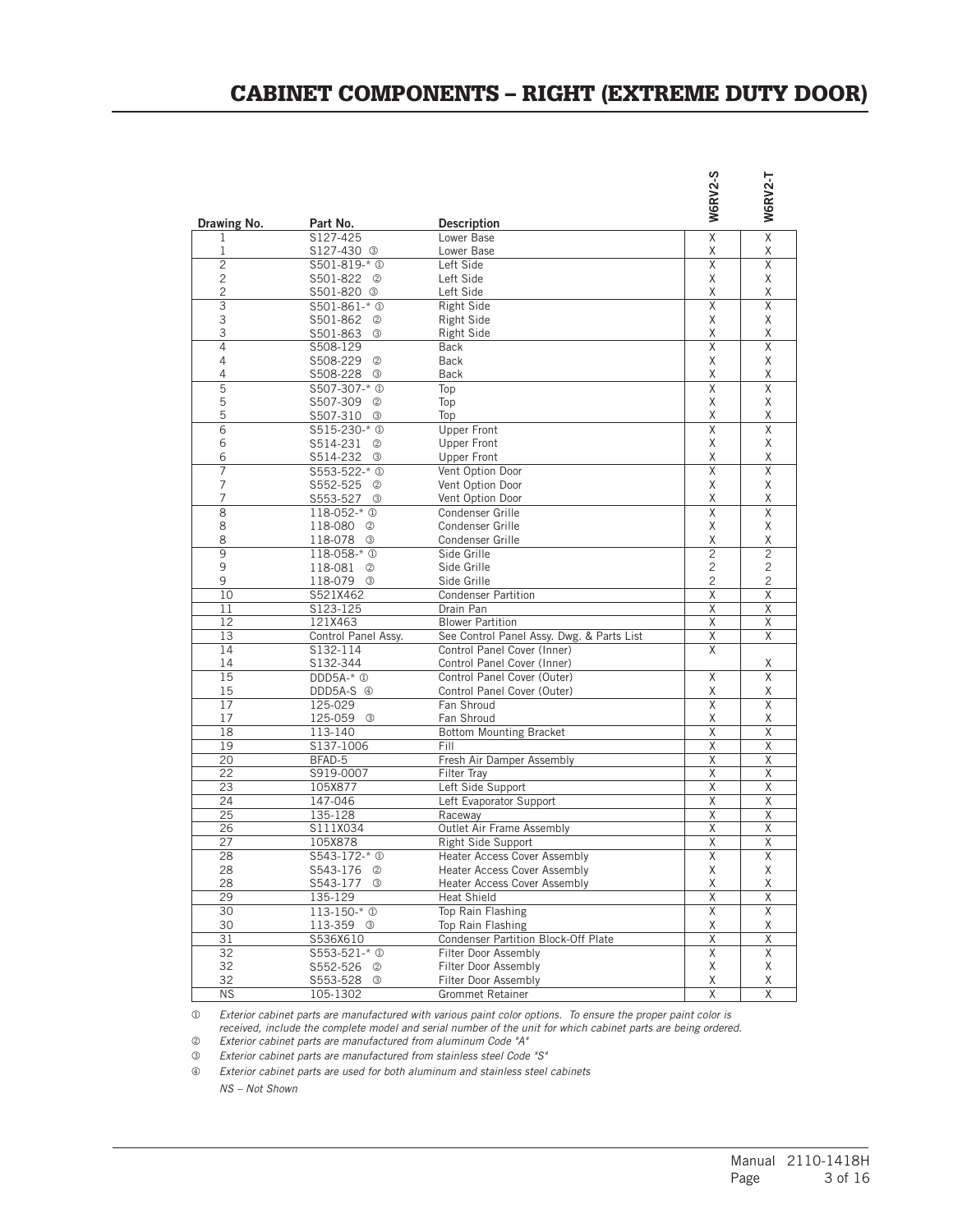# CABINET COMPONENTS – RIGHT (EXTREME DUTY DOOR)

| Drawing No. | Part No. | Description | W6RV2-S | W6RV2-T |
|---|---|---|---|---|
| 1 | S127-425 | Lower Base | X | X |
| 1 | S127-430 ③ | Lower Base | X | X |
| 2 | S501-819-* ① | Left Side | X | X |
| 2 | S501-822 ② | Left Side | X | X |
| 2 | S501-820 ③ | Left Side | X | X |
| 3 | S501-861-* ① | Right Side | X | X |
| 3 | S501-862 ② | Right Side | X | X |
| 3 | S501-863 ③ | Right Side | X | X |
| 4 | S508-129 | Back | X | X |
| 4 | S508-229 ② | Back | X | X |
| 4 | S508-228 ③ | Back | X | X |
| 5 | S507-307-* ① | Top | X | X |
| 5 | S507-309 ② | Top | X | X |
| 5 | S507-310 ③ | Top | X | X |
| 6 | S515-230-* ① | Upper Front | X | X |
| 6 | S514-231 ② | Upper Front | X | X |
| 6 | S514-232 ③ | Upper Front | X | X |
| 7 | S553-522-* ① | Vent Option Door | X | X |
| 7 | S552-525 ② | Vent Option Door | X | X |
| 7 | S553-527 ③ | Vent Option Door | X | X |
| 8 | 118-052-* ① | Condenser Grille | X | X |
| 8 | 118-080 ② | Condenser Grille | X | X |
| 8 | 118-078 ③ | Condenser Grille | X | X |
| 9 | 118-058-* ① | Side Grille | 2 | 2 |
| 9 | 118-081 ② | Side Grille | 2 | 2 |
| 9 | 118-079 ③ | Side Grille | 2 | 2 |
| 10 | S521X462 | Condenser Partition | X | X |
| 11 | S123-125 | Drain Pan | X | X |
| 12 | 121X463 | Blower Partition | X | X |
| 13 | Control Panel Assy. | See Control Panel Assy. Dwg. & Parts List | X | X |
| 14 | S132-114 | Control Panel Cover (Inner) | X | |
| 14 | S132-344 | Control Panel Cover (Inner) | | X |
| 15 | DDD5A-* ① | Control Panel Cover (Outer) | X | X |
| 15 | DDD5A-S ④ | Control Panel Cover (Outer) | X | X |
| 17 | 125-029 | Fan Shroud | X | X |
| 17 | 125-059 ③ | Fan Shroud | X | X |
| 18 | 113-140 | Bottom Mounting Bracket | X | X |
| 19 | S137-1006 | Fill | X | X |
| 20 | BFAD-5 | Fresh Air Damper Assembly | X | X |
| 22 | S919-0007 | Filter Tray | X | X |
| 23 | 105X877 | Left Side Support | X | X |
| 24 | 147-046 | Left Evaporator Support | X | X |
| 25 | 135-128 | Raceway | X | X |
| 26 | S111X034 | Outlet Air Frame Assembly | X | X |
| 27 | 105X878 | Right Side Support | X | X |
| 28 | S543-172-* ① | Heater Access Cover Assembly | X | X |
| 28 | S543-176 ② | Heater Access Cover Assembly | X | X |
| 28 | S543-177 ③ | Heater Access Cover Assembly | X | X |
| 29 | 135-129 | Heat Shield | X | X |
| 30 | 113-150-* ① | Top Rain Flashing | X | X |
| 30 | 113-359 ③ | Top Rain Flashing | X | X |
| 31 | S536X610 | Condenser Partition Block-Off Plate | X | X |
| 32 | S553-521-* ① | Filter Door Assembly | X | X |
| 32 | S552-526 ② | Filter Door Assembly | X | X |
| 32 | S553-528 ③ | Filter Door Assembly | X | X |
| NS | 105-1302 | Grommet Retainer | X | X |

① *Exterior cabinet parts are manufactured with various paint color options. To ensure the proper paint color is received, include the complete model and serial number of the unit for which cabinet parts are being ordered.*

② *Exterior cabinet parts are manufactured from aluminum Code "A"*

③ *Exterior cabinet parts are manufactured from stainless steel Code "S"*

④ *Exterior cabinet parts are used for both aluminum and stainless steel cabinets*

*NS – Not Shown*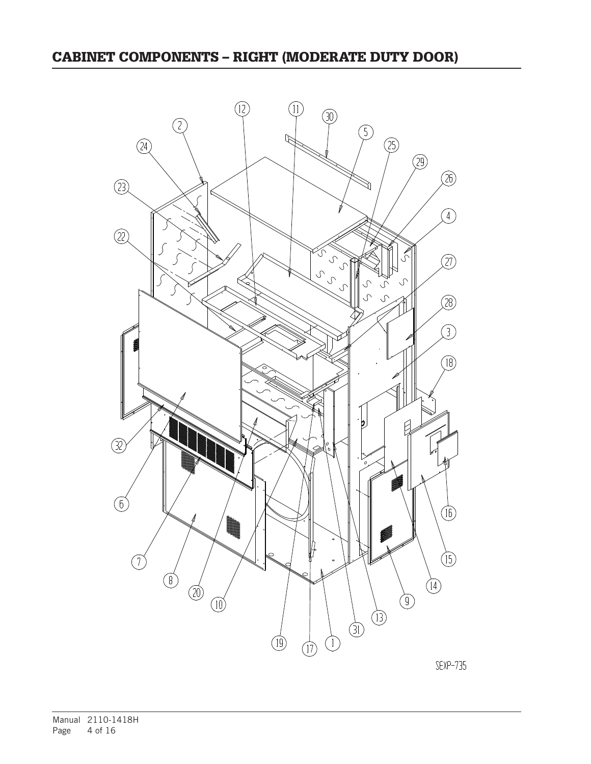# CABINET COMPONENTS – RIGHT (MODERATE DUTY DOOR)

SEXP-735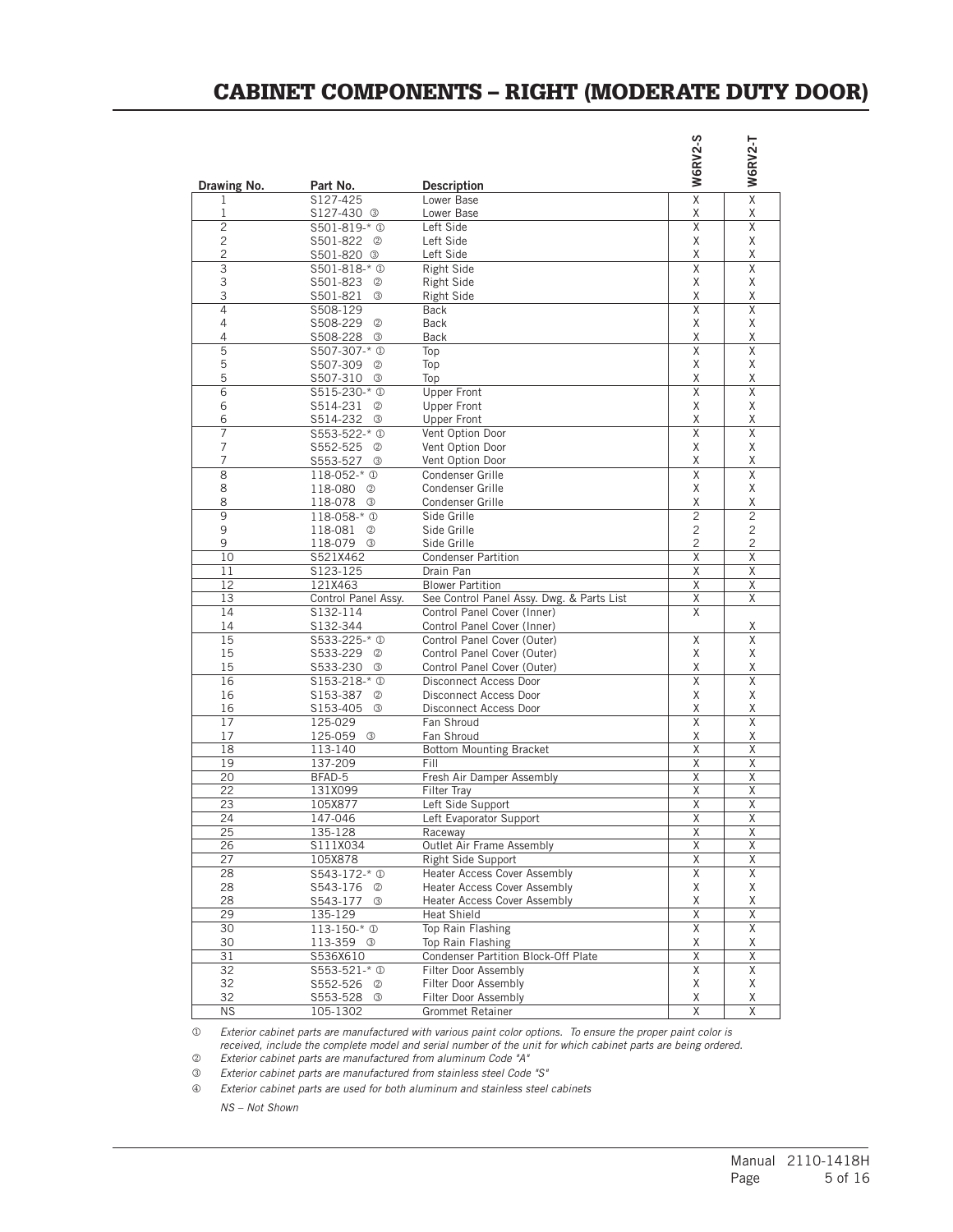# CABINET COMPONENTS – RIGHT (MODERATE DUTY DOOR)

| Drawing No. | Part No. | Description | W6RV2-S | W6RV2-T |
|---|---|---|---|---|
| 1 | S127-425 | Lower Base | X | X |
| 1 | S127-430 ③ | Lower Base | X | X |
| 2 | S501-819-* ① | Left Side | X | X |
| 2 | S501-822 ② | Left Side | X | X |
| 2 | S501-820 ③ | Left Side | X | X |
| 3 | S501-818-* ① | Right Side | X | X |
| 3 | S501-823 ② | Right Side | X | X |
| 3 | S501-821 ③ | Right Side | X | X |
| 4 | S508-129 | Back | X | X |
| 4 | S508-229 ② | Back | X | X |
| 4 | S508-228 ③ | Back | X | X |
| 5 | S507-307-* ① | Top | X | X |
| 5 | S507-309 ② | Top | X | X |
| 5 | S507-310 ③ | Top | X | X |
| 6 | S515-230-* ① | Upper Front | X | X |
| 6 | S514-231 ② | Upper Front | X | X |
| 6 | S514-232 ③ | Upper Front | X | X |
| 7 | S553-522-* ① | Vent Option Door | X | X |
| 7 | S552-525 ② | Vent Option Door | X | X |
| 7 | S553-527 ③ | Vent Option Door | X | X |
| 8 | 118-052-* ① | Condenser Grille | X | X |
| 8 | 118-080 ② | Condenser Grille | X | X |
| 8 | 118-078 ③ | Condenser Grille | X | X |
| 9 | 118-058-* ① | Side Grille | 2 | 2 |
| 9 | 118-081 ② | Side Grille | 2 | 2 |
| 9 | 118-079 ③ | Side Grille | 2 | 2 |
| 10 | S521X462 | Condenser Partition | X | X |
| 11 | S123-125 | Drain Pan | X | X |
| 12 | 121X463 | Blower Partition | X | X |
| 13 | Control Panel Assy. | See Control Panel Assy. Dwg. & Parts List | X | X |
| 14 | S132-114 | Control Panel Cover (Inner) | X | |
| 14 | S132-344 | Control Panel Cover (Inner) | | X |
| 15 | S533-225-* ① | Control Panel Cover (Outer) | X | X |
| 15 | S533-229 ② | Control Panel Cover (Outer) | X | X |
| 15 | S533-230 ③ | Control Panel Cover (Outer) | X | X |
| 16 | S153-218-* ① | Disconnect Access Door | X | X |
| 16 | S153-387 ② | Disconnect Access Door | X | X |
| 16 | S153-405 ③ | Disconnect Access Door | X | X |
| 17 | 125-029 | Fan Shroud | X | X |
| 17 | 125-059 ③ | Fan Shroud | X | X |
| 18 | 113-140 | Bottom Mounting Bracket | X | X |
| 19 | 137-209 | Fill | X | X |
| 20 | BFAD-5 | Fresh Air Damper Assembly | X | X |
| 22 | 131X099 | Filter Tray | X | X |
| 23 | 105X877 | Left Side Support | X | X |
| 24 | 147-046 | Left Evaporator Support | X | X |
| 25 | 135-128 | Raceway | X | X |
| 26 | S111X034 | Outlet Air Frame Assembly | X | X |
| 27 | 105X878 | Right Side Support | X | X |
| 28 | S543-172-* ① | Heater Access Cover Assembly | X | X |
| 28 | S543-176 ② | Heater Access Cover Assembly | X | X |
| 28 | S543-177 ③ | Heater Access Cover Assembly | X | X |
| 29 | 135-129 | Heat Shield | X | X |
| 30 | 113-150-* ① | Top Rain Flashing | X | X |
| 30 | 113-359 ③ | Top Rain Flashing | X | X |
| 31 | S536X610 | Condenser Partition Block-Off Plate | X | X |
| 32 | S553-521-* ① | Filter Door Assembly | X | X |
| 32 | S552-526 ② | Filter Door Assembly | X | X |
| 32 | S553-528 ③ | Filter Door Assembly | X | X |
| NS | 105-1302 | Grommet Retainer | X | X |

① *Exterior cabinet parts are manufactured with various paint color options. To ensure the proper paint color is received, include the complete model and serial number of the unit for which cabinet parts are being ordered.*

② *Exterior cabinet parts are manufactured from aluminum Code "A"*

③ *Exterior cabinet parts are manufactured from stainless steel Code "S"*

④ *Exterior cabinet parts are used for both aluminum and stainless steel cabinets*

*NS – Not Shown*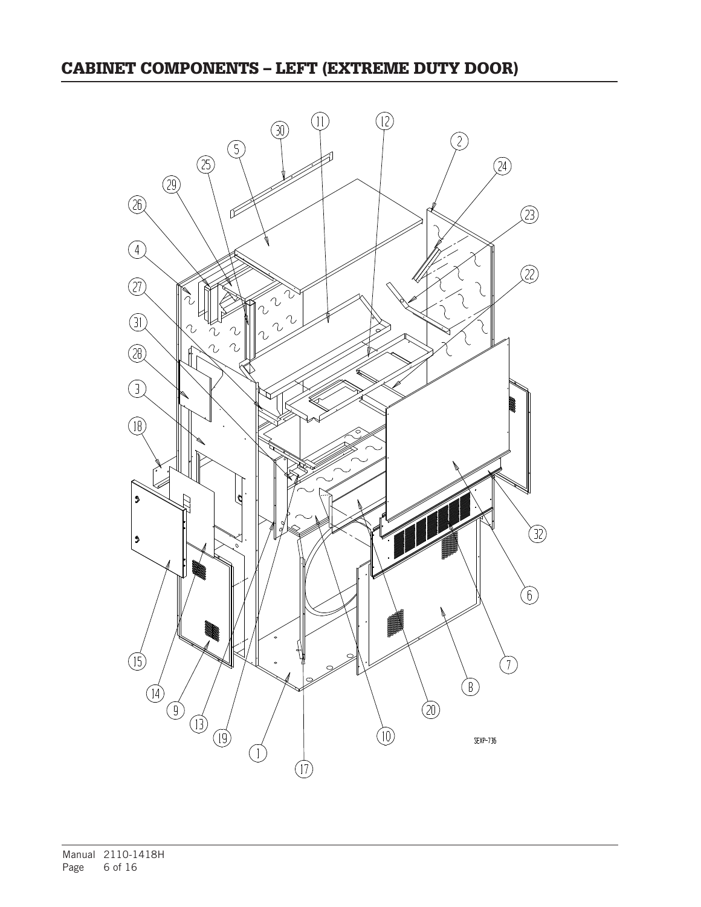# CABINET COMPONENTS – LEFT (EXTREME DUTY DOOR)

30 11 12 2 5 24 25 29 23 26 4 22 27 31 28 3 18 32 6 15 7 14 B 9 20 13 19 10 1 17

SEXP-736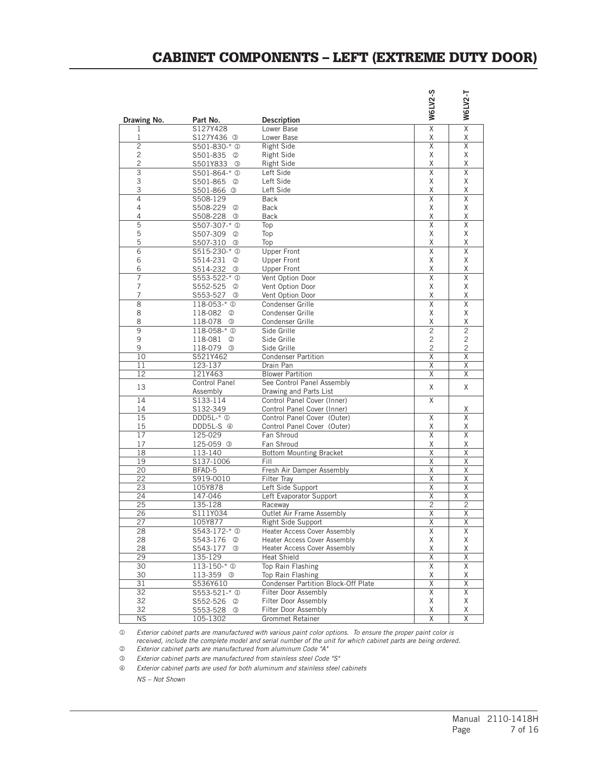# CABINET COMPONENTS – LEFT (EXTREME DUTY DOOR)

| Drawing No. | Part No. | Description | W6LV2-S | W6LV2-T |
|---|---|---|---|---|
| 1 | S127Y428 | Lower Base | X | X |
| 1 | S127Y436 ③ | Lower Base | X | X |
| 2 | S501-830-* ① | Right Side | X | X |
| 2 | S501-835 ② | Right Side | X | X |
| 2 | S501Y833 ③ | Right Side | X | X |
| 3 | S501-864-* ① | Left Side | X | X |
| 3 | S501-865 ② | Left Side | X | X |
| 3 | S501-866 ③ | Left Side | X | X |
| 4 | S508-129 | Back | X | X |
| 4 | S508-229 ② | Back | X | X |
| 4 | S508-228 ③ | Back | X | X |
| 5 | S507-307-* ① | Top | X | X |
| 5 | S507-309 ② | Top | X | X |
| 5 | S507-310 ③ | Top | X | X |
| 6 | S515-230-* ① | Upper Front | X | X |
| 6 | S514-231 ② | Upper Front | X | X |
| 6 | S514-232 ③ | Upper Front | X | X |
| 7 | S553-522-* ① | Vent Option Door | X | X |
| 7 | S552-525 ② | Vent Option Door | X | X |
| 7 | S553-527 ③ | Vent Option Door | X | X |
| 8 | 118-053-* ① | Condenser Grille | X | X |
| 8 | 118-082 ② | Condenser Grille | X | X |
| 8 | 118-078 ③ | Condenser Grille | X | X |
| 9 | 118-058-* ① | Side Grille | 2 | 2 |
| 9 | 118-081 ② | Side Grille | 2 | 2 |
| 9 | 118-079 ③ | Side Grille | 2 | 2 |
| 10 | S521Y462 | Condenser Partition | X | X |
| 11 | 123-137 | Drain Pan | X | X |
| 12 | 121Y463 | Blower Partition | X | X |
| 13 | Control Panel Assembly | See Control Panel Assembly Drawing and Parts List | X | X |
| 14 | S133-114 | Control Panel Cover (Inner) | X | |
| 14 | S132-349 | Control Panel Cover (Inner) | | X |
| 15 | DDD5L-* ① | Control Panel Cover (Outer) | X | X |
| 15 | DDD5L-S ④ | Control Panel Cover (Outer) | X | X |
| 17 | 125-029 | Fan Shroud | X | X |
| 17 | 125-059 ③ | Fan Shroud | X | X |
| 18 | 113-140 | Bottom Mounting Bracket | X | X |
| 19 | S137-1006 | Fill | X | X |
| 20 | BFAD-5 | Fresh Air Damper Assembly | X | X |
| 22 | S919-0010 | Filter Tray | X | X |
| 23 | 105Y878 | Left Side Support | X | X |
| 24 | 147-046 | Left Evaporator Support | X | X |
| 25 | 135-128 | Raceway | 2 | 2 |
| 26 | S111Y034 | Outlet Air Frame Assembly | X | X |
| 27 | 105Y877 | Right Side Support | X | X |
| 28 | S543-172-* ① | Heater Access Cover Assembly | X | X |
| 28 | S543-176 ② | Heater Access Cover Assembly | X | X |
| 28 | S543-177 ③ | Heater Access Cover Assembly | X | X |
| 29 | 135-129 | Heat Shield | X | X |
| 30 | 113-150-* ① | Top Rain Flashing | X | X |
| 30 | 113-359 ③ | Top Rain Flashing | X | X |
| 31 | S536Y610 | Condenser Partition Block-Off Plate | X | X |
| 32 | S553-521-* ① | Filter Door Assembly | X | X |
| 32 | S552-526 ② | Filter Door Assembly | X | X |
| 32 | S553-528 ③ | Filter Door Assembly | X | X |
| NS | 105-1302 | Grommet Retainer | X | X |

① *Exterior cabinet parts are manufactured with various paint color options. To ensure the proper paint color is received, include the complete model and serial number of the unit for which cabinet parts are being ordered.*

② *Exterior cabinet parts are manufactured from aluminum Code "A"*

③ *Exterior cabinet parts are manufactured from stainless steel Code "S"*

④ *Exterior cabinet parts are used for both aluminum and stainless steel cabinets*

*NS – Not Shown*

Manual 2110-1418H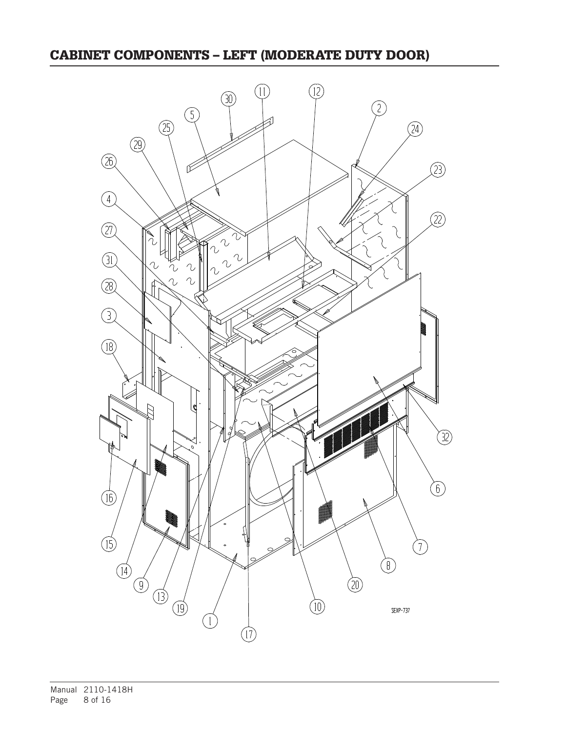# CABINET COMPONENTS – LEFT (MODERATE DUTY DOOR)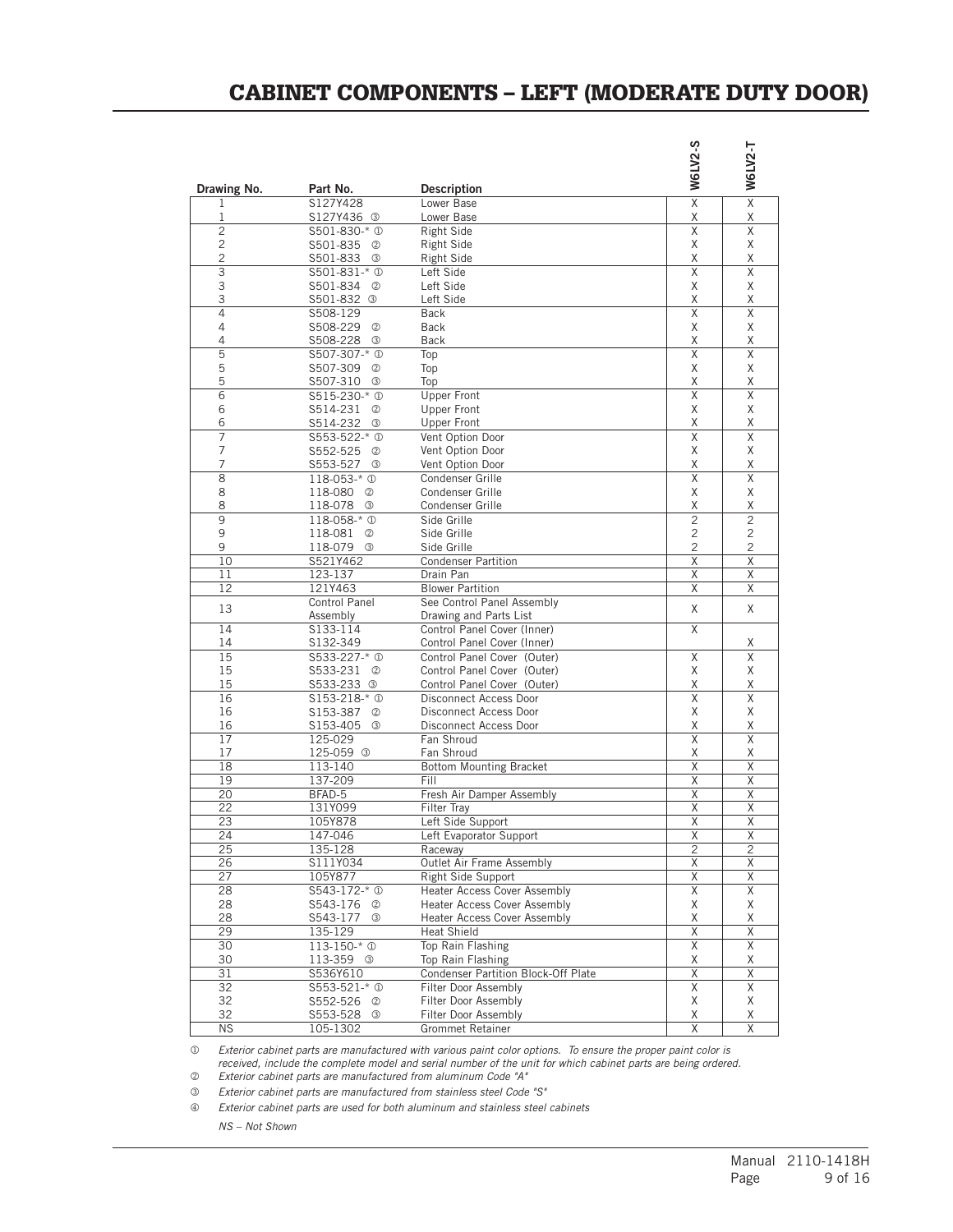# CABINET COMPONENTS – LEFT (MODERATE DUTY DOOR)

| Drawing No. | Part No. | Description | W6LV2-S | W6LV2-T |
|---|---|---|---|---|
| 1 | S127Y428 | Lower Base | X | X |
| 1 | S127Y436 ③ | Lower Base | X | X |
| 2 | S501-830-* ① | Right Side | X | X |
| 2 | S501-835 ② | Right Side | X | X |
| 2 | S501-833 ③ | Right Side | X | X |
| 3 | S501-831-* ① | Left Side | X | X |
| 3 | S501-834 ② | Left Side | X | X |
| 3 | S501-832 ③ | Left Side | X | X |
| 4 | S508-129 | Back | X | X |
| 4 | S508-229 ② | Back | X | X |
| 4 | S508-228 ③ | Back | X | X |
| 5 | S507-307-* ① | Top | X | X |
| 5 | S507-309 ② | Top | X | X |
| 5 | S507-310 ③ | Top | X | X |
| 6 | S515-230-* ① | Upper Front | X | X |
| 6 | S514-231 ② | Upper Front | X | X |
| 6 | S514-232 ③ | Upper Front | X | X |
| 7 | S553-522-* ① | Vent Option Door | X | X |
| 7 | S552-525 ② | Vent Option Door | X | X |
| 7 | S553-527 ③ | Vent Option Door | X | X |
| 8 | 118-053-* ① | Condenser Grille | X | X |
| 8 | 118-080 ② | Condenser Grille | X | X |
| 8 | 118-078 ③ | Condenser Grille | X | X |
| 9 | 118-058-* ① | Side Grille | 2 | 2 |
| 9 | 118-081 ② | Side Grille | 2 | 2 |
| 9 | 118-079 ③ | Side Grille | 2 | 2 |
| 10 | S521Y462 | Condenser Partition | X | X |
| 11 | 123-137 | Drain Pan | X | X |
| 12 | 121Y463 | Blower Partition | X | X |
| 13 | Control Panel Assembly | See Control Panel Assembly Drawing and Parts List | X | X |
| 14 | S133-114 | Control Panel Cover (Inner) | X | |
| 14 | S132-349 | Control Panel Cover (Inner) | | X |
| 15 | S533-227-* ① | Control Panel Cover (Outer) | X | X |
| 15 | S533-231 ② | Control Panel Cover (Outer) | X | X |
| 15 | S533-233 ③ | Control Panel Cover (Outer) | X | X |
| 16 | S153-218-* ① | Disconnect Access Door | X | X |
| 16 | S153-387 ② | Disconnect Access Door | X | X |
| 16 | S153-405 ③ | Disconnect Access Door | X | X |
| 17 | 125-029 | Fan Shroud | X | X |
| 17 | 125-059 ③ | Fan Shroud | X | X |
| 18 | 113-140 | Bottom Mounting Bracket | X | X |
| 19 | 137-209 | Fill | X | X |
| 20 | BFAD-5 | Fresh Air Damper Assembly | X | X |
| 22 | 131Y099 | Filter Tray | X | X |
| 23 | 105Y878 | Left Side Support | X | X |
| 24 | 147-046 | Left Evaporator Support | X | X |
| 25 | 135-128 | Raceway | 2 | 2 |
| 26 | S111Y034 | Outlet Air Frame Assembly | X | X |
| 27 | 105Y877 | Right Side Support | X | X |
| 28 | S543-172-* ① | Heater Access Cover Assembly | X | X |
| 28 | S543-176 ② | Heater Access Cover Assembly | X | X |
| 28 | S543-177 ③ | Heater Access Cover Assembly | X | X |
| 29 | 135-129 | Heat Shield | X | X |
| 30 | 113-150-* ① | Top Rain Flashing | X | X |
| 30 | 113-359 ③ | Top Rain Flashing | X | X |
| 31 | S536Y610 | Condenser Partition Block-Off Plate | X | X |
| 32 | S553-521-* ① | Filter Door Assembly | X | X |
| 32 | S552-526 ② | Filter Door Assembly | X | X |
| 32 | S553-528 ③ | Filter Door Assembly | X | X |
| NS | 105-1302 | Grommet Retainer | X | X |

① *Exterior cabinet parts are manufactured with various paint color options. To ensure the proper paint color is received, include the complete model and serial number of the unit for which cabinet parts are being ordered.*

② *Exterior cabinet parts are manufactured from aluminum Code "A"*

③ *Exterior cabinet parts are manufactured from stainless steel Code "S"*

④ *Exterior cabinet parts are used for both aluminum and stainless steel cabinets*

*NS – Not Shown*

Manual 2110-1418H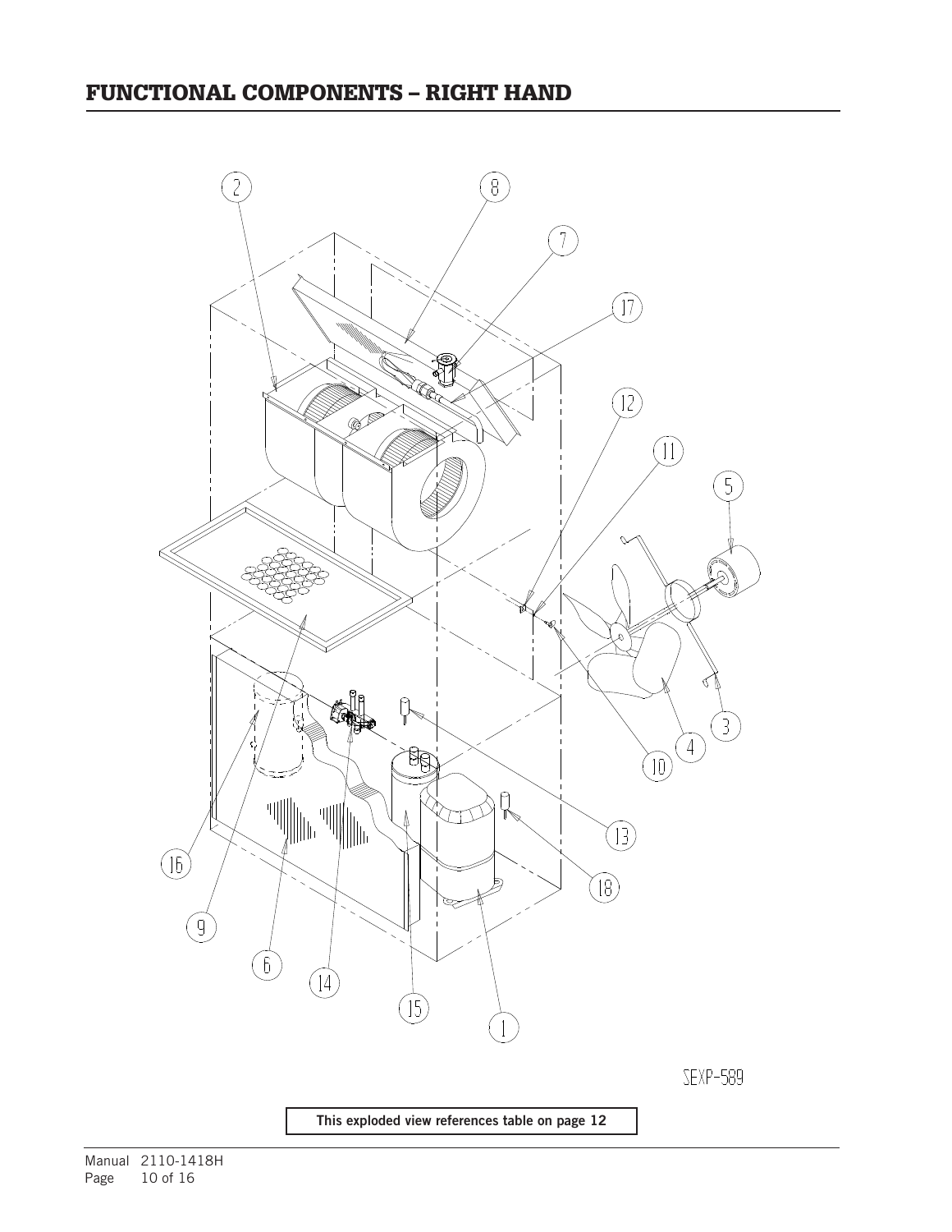# FUNCTIONAL COMPONENTS – RIGHT HAND

2 8 7 17 12 11 5 3 4 10 13 18 1 15 14 6 9 16

SEXP-589

**This exploded view references table on page 12**

Manual 2110-1418H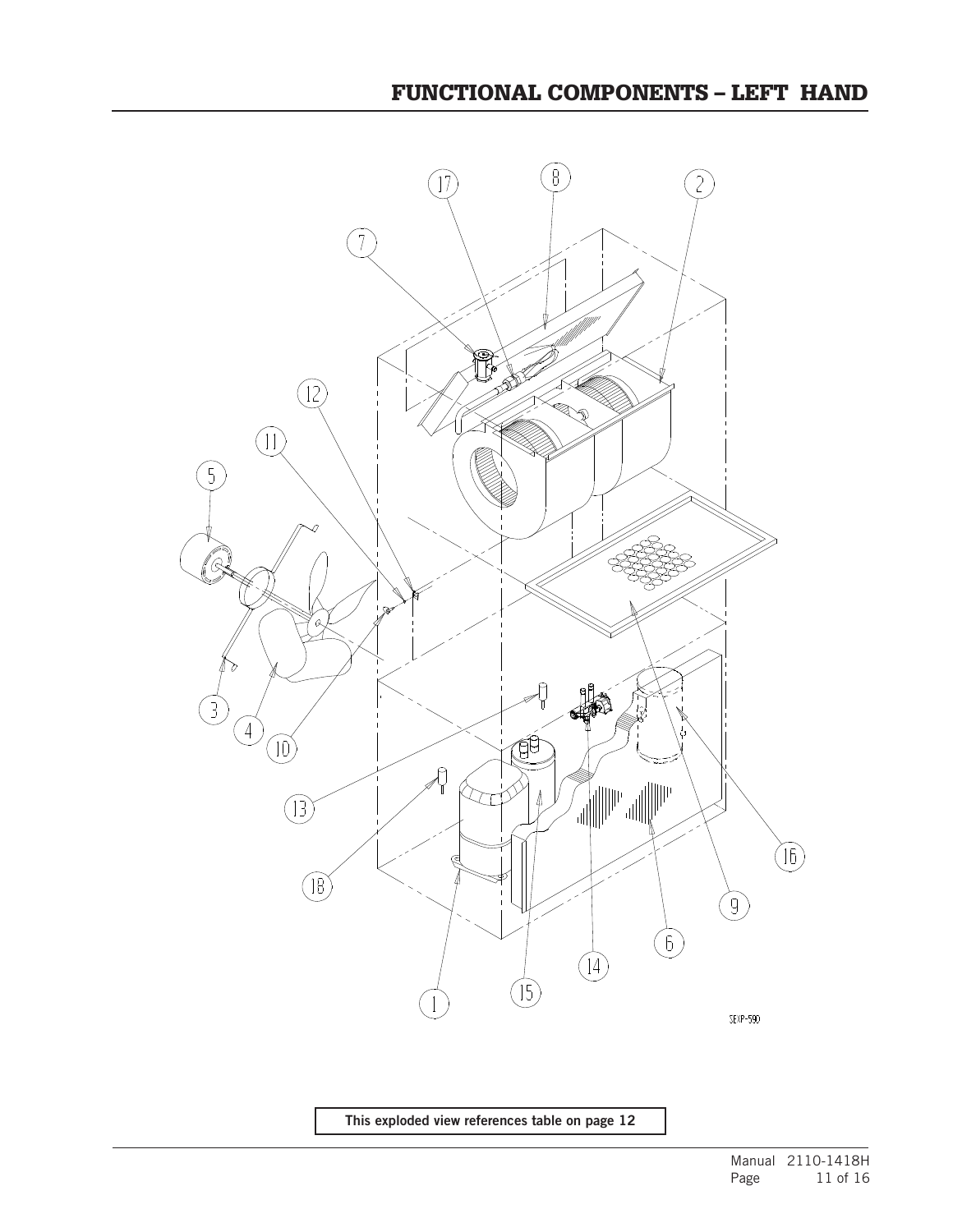# FUNCTIONAL COMPONENTS – LEFT HAND

**This exploded view references table on page 12**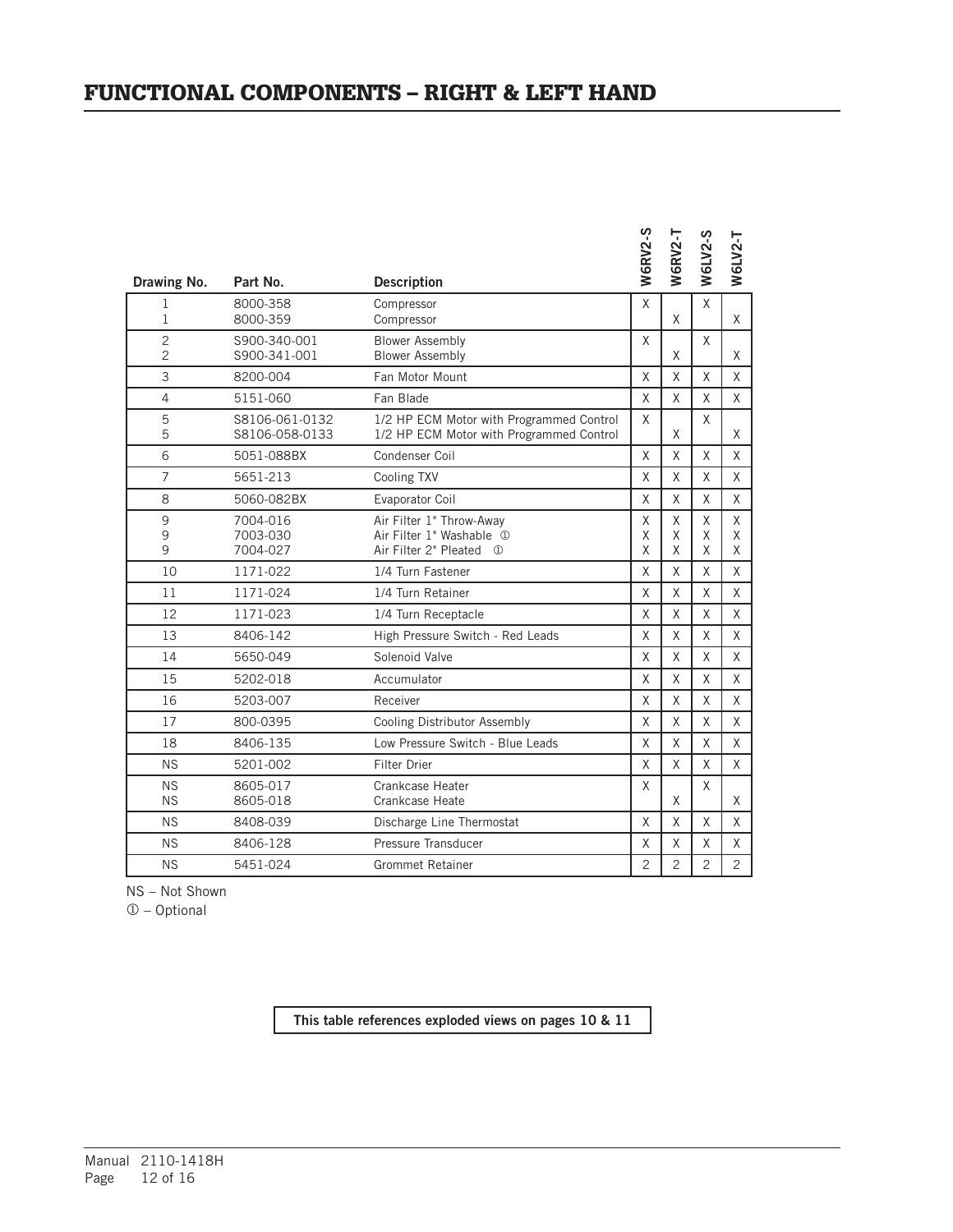# FUNCTIONAL COMPONENTS – RIGHT & LEFT HAND

| Drawing No. | Part No. | Description | W6RV2-S | W6RV2-T | W6LV2-S | W6LV2-T |
|---|---|---|---|---|---|---|
| 1 | 8000-358 | Compressor | X | | X | |
| 1 | 8000-359 | Compressor | | X | | X |
| 2 | S900-340-001 | Blower Assembly | X | | X | |
| 2 | S900-341-001 | Blower Assembly | | X | | X |
| 3 | 8200-004 | Fan Motor Mount | X | X | X | X |
| 4 | 5151-060 | Fan Blade | X | X | X | X |
| 5 | S8106-061-0132 | 1/2 HP ECM Motor with Programmed Control | X | | X | |
| 5 | S8106-058-0133 | 1/2 HP ECM Motor with Programmed Control | | X | | X |
| 6 | 5051-088BX | Condenser Coil | X | X | X | X |
| 7 | 5651-213 | Cooling TXV | X | X | X | X |
| 8 | 5060-082BX | Evaporator Coil | X | X | X | X |
| 9 | 7004-016 | Air Filter 1" Throw-Away | X | X | X | X |
| 9 | 7003-030 | Air Filter 1" Washable ① | X | X | X | X |
| 9 | 7004-027 | Air Filter 2" Pleated ① | X | X | X | X |
| 10 | 1171-022 | 1/4 Turn Fastener | X | X | X | X |
| 11 | 1171-024 | 1/4 Turn Retainer | X | X | X | X |
| 12 | 1171-023 | 1/4 Turn Receptacle | X | X | X | X |
| 13 | 8406-142 | High Pressure Switch - Red Leads | X | X | X | X |
| 14 | 5650-049 | Solenoid Valve | X | X | X | X |
| 15 | 5202-018 | Accumulator | X | X | X | X |
| 16 | 5203-007 | Receiver | X | X | X | X |
| 17 | 800-0395 | Cooling Distributor Assembly | X | X | X | X |
| 18 | 8406-135 | Low Pressure Switch - Blue Leads | X | X | X | X |
| NS | 5201-002 | Filter Drier | X | X | X | X |
| NS | 8605-017 | Crankcase Heater | X | | X | |
| NS | 8605-018 | Crankcase Heate | | X | | X |
| NS | 8408-039 | Discharge Line Thermostat | X | X | X | X |
| NS | 8406-128 | Pressure Transducer | X | X | X | X |
| NS | 5451-024 | Grommet Retainer | 2 | 2 | 2 | 2 |

NS – Not Shown
① – Optional

**This table references exploded views on pages 10 & 11**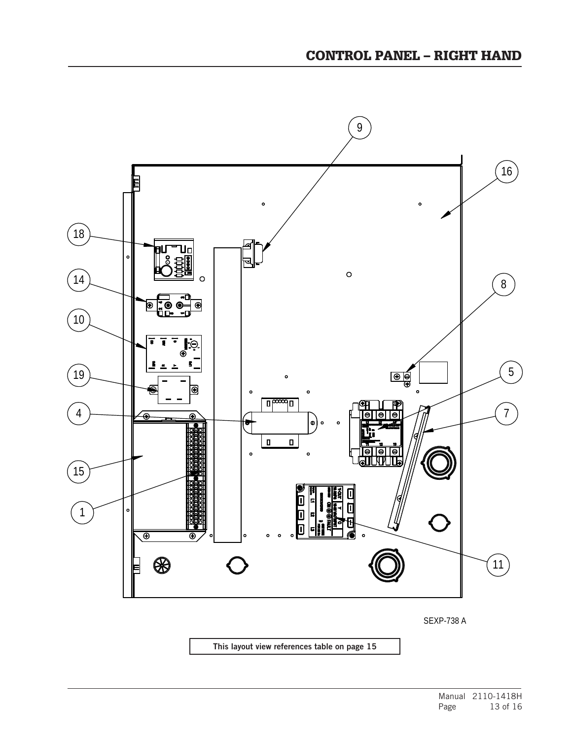# CONTROL PANEL – RIGHT HAND

9
16
18
14
8
10
5
19
4
7
15
1
11

SEXP-738 A

**This layout view references table on page 15**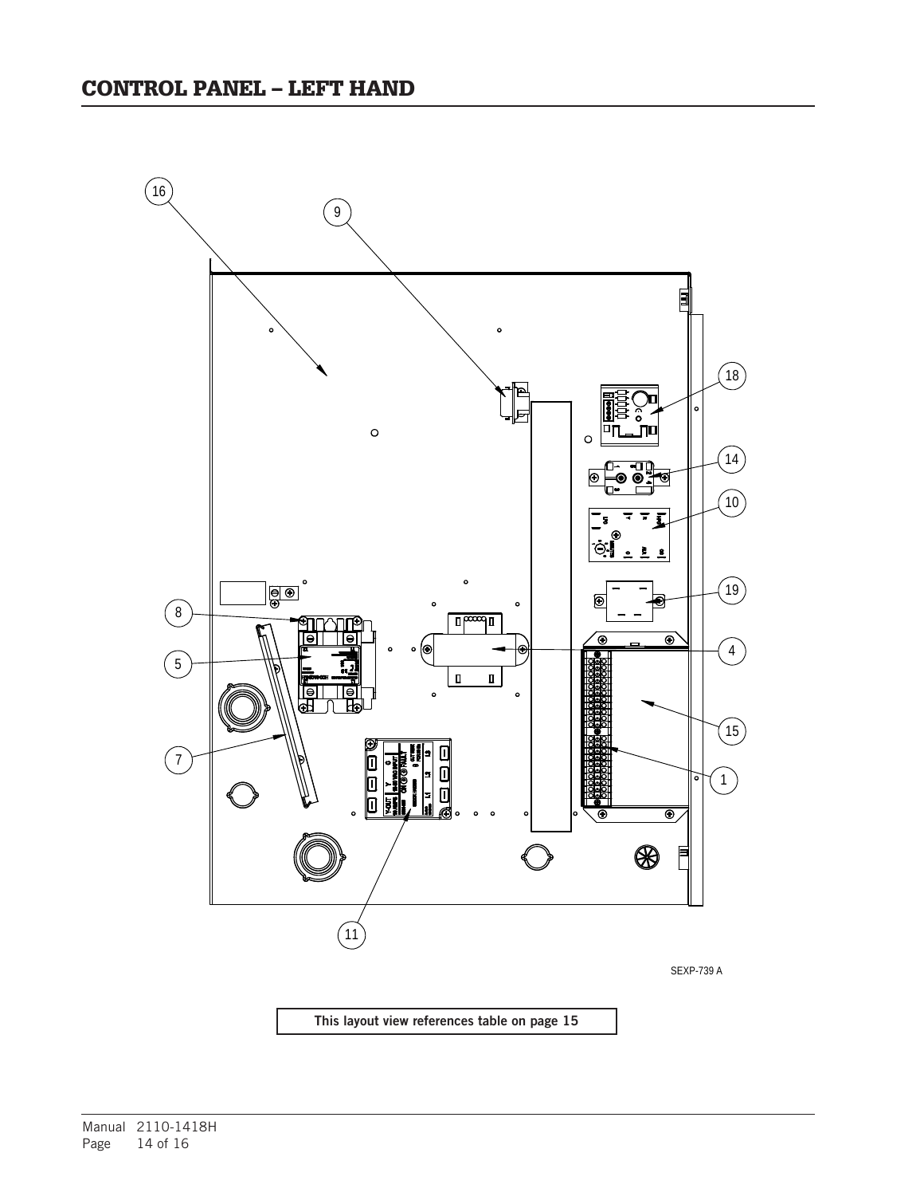# CONTROL PANEL – LEFT HAND

16

9

18

14

10

19

8

4

5

15

7

1

11

SEXP-739 A

**This layout view references table on page 15**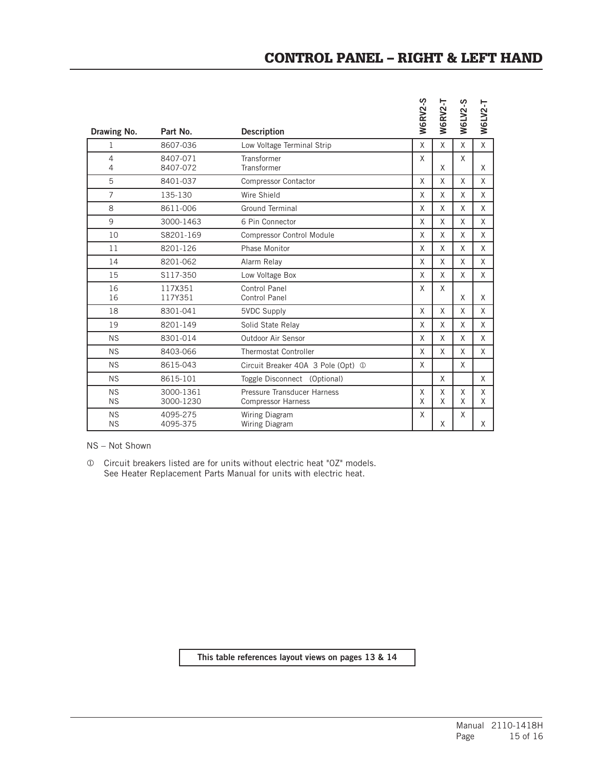# CONTROL PANEL – RIGHT & LEFT HAND

| Drawing No. | Part No. | Description | W6RV2-S | W6RV2-T | W6LV2-S | W6LV2-T |
|---|---|---|---|---|---|---|
| 1 | 8607-036 | Low Voltage Terminal Strip | X | X | X | X |
| 4 | 8407-071 | Transformer | X | | X | |
| 4 | 8407-072 | Transformer | | X | | X |
| 5 | 8401-037 | Compressor Contactor | X | X | X | X |
| 7 | 135-130 | Wire Shield | X | X | X | X |
| 8 | 8611-006 | Ground Terminal | X | X | X | X |
| 9 | 3000-1463 | 6 Pin Connector | X | X | X | X |
| 10 | S8201-169 | Compressor Control Module | X | X | X | X |
| 11 | 8201-126 | Phase Monitor | X | X | X | X |
| 14 | 8201-062 | Alarm Relay | X | X | X | X |
| 15 | S117-350 | Low Voltage Box | X | X | X | X |
| 16 | 117X351 | Control Panel | X | X | | |
| 16 | 117Y351 | Control Panel | | | X | X |
| 18 | 8301-041 | 5VDC Supply | X | X | X | X |
| 19 | 8201-149 | Solid State Relay | X | X | X | X |
| NS | 8301-014 | Outdoor Air Sensor | X | X | X | X |
| NS | 8403-066 | Thermostat Controller | X | X | X | X |
| NS | 8615-043 | Circuit Breaker 40A 3 Pole (Opt) ① | X | | X | |
| NS | 8615-101 | Toggle Disconnect (Optional) | | X | | X |
| NS | 3000-1361 | Pressure Transducer Harness | X | X | X | X |
| NS | 3000-1230 | Compressor Harness | X | X | X | X |
| NS | 4095-275 | Wiring Diagram | X | | X | |
| NS | 4095-375 | Wiring Diagram | | X | | X |

NS – Not Shown

① Circuit breakers listed are for units without electric heat "0Z" models. See Heater Replacement Parts Manual for units with electric heat.

**This table references layout views on pages 13 & 14**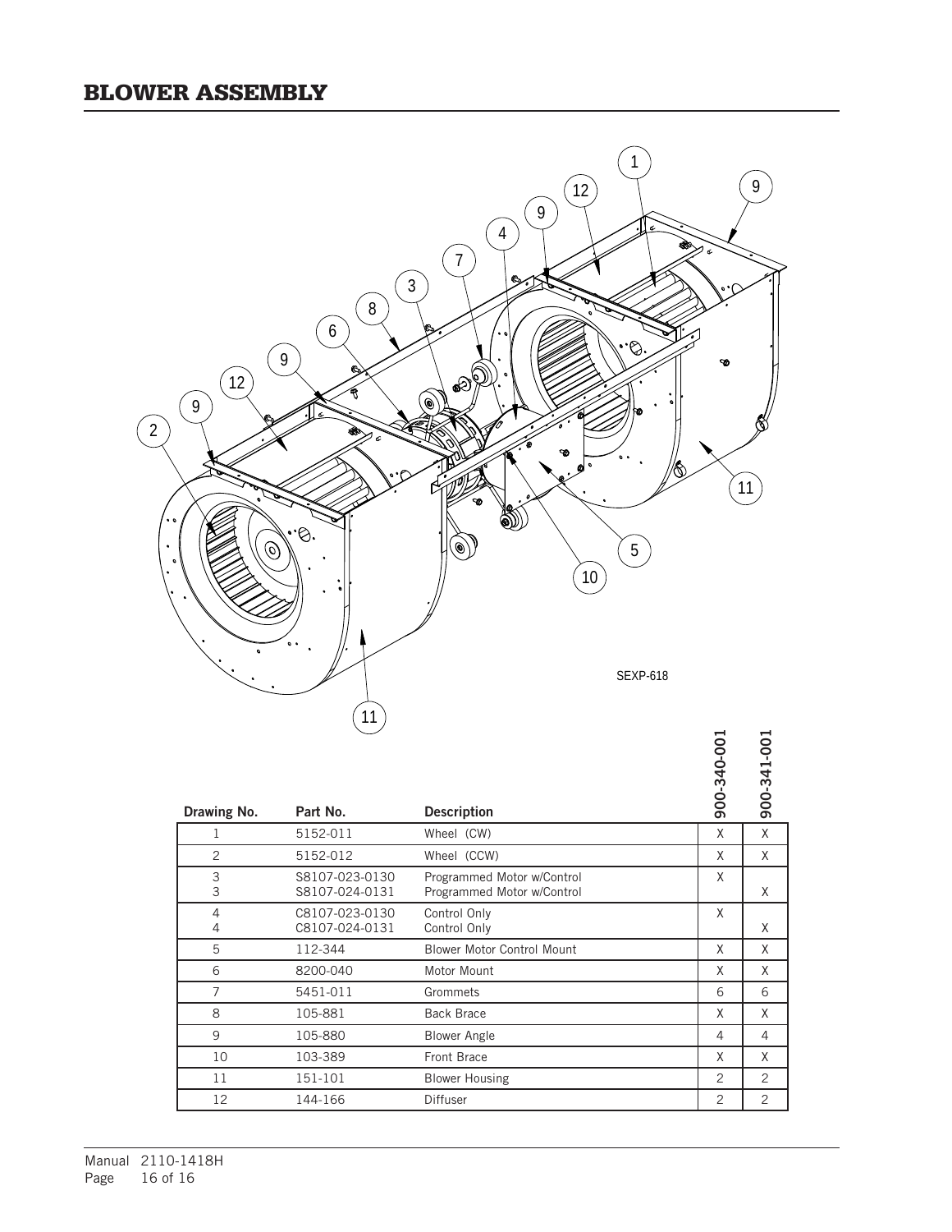# BLOWER ASSEMBLY

1
12
9
9
4
7
3
8
6
9
12
9
2
11
5
10
11

SEXP-618

| Drawing No. | Part No. | Description | 900-340-001 | 900-341-001 |
|---|---|---|---|---|
| 1 | 5152-011 | Wheel (CW) | X | X |
| 2 | 5152-012 | Wheel (CCW) | X | X |
| 3 | S8107-023-0130 | Programmed Motor w/Control | X | |
| 3 | S8107-024-0131 | Programmed Motor w/Control | | X |
| 4 | C8107-023-0130 | Control Only | X | |
| 4 | C8107-024-0131 | Control Only | | X |
| 5 | 112-344 | Blower Motor Control Mount | X | X |
| 6 | 8200-040 | Motor Mount | X | X |
| 7 | 5451-011 | Grommets | 6 | 6 |
| 8 | 105-881 | Back Brace | X | X |
| 9 | 105-880 | Blower Angle | 4 | 4 |
| 10 | 103-389 | Front Brace | X | X |
| 11 | 151-101 | Blower Housing | 2 | 2 |
| 12 | 144-166 | Diffuser | 2 | 2 |

Manual 2110-1418H